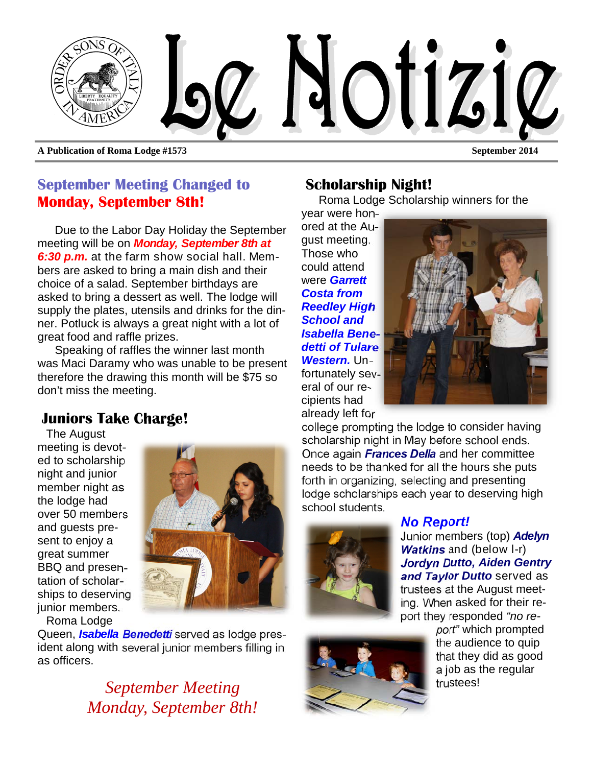# Le Notizie

A Publication of Roma Lodge #1573 — September 2014

## September Meeting Changed to Monday, September 8th!

Due to the Labor Day Holiday the September meeting will be on ***Monday, September 8th at 6:30 p.m.*** at the farm show social hall. Members are asked to bring a main dish and their choice of a salad. September birthdays are asked to bring a dessert as well. The lodge will supply the plates, utensils and drinks for the dinner. Potluck is always a great night with a lot of great food and raffle prizes.

Speaking of raffles the winner last month was Maci Daramy who was unable to be present therefore the drawing this month will be $75 so don't miss the meeting.

## Juniors Take Charge!

The August meeting is devoted to scholarship night and junior member night as the lodge had over 50 members and guests present to enjoy a great summer BBQ and presentation of scholarships to deserving junior members.

Roma Lodge Queen, ***Isabella Benedetti*** served as lodge president along with several junior members filling in as officers.

*September Meeting Monday, September 8th!*

## Scholarship Night!

Roma Lodge Scholarship winners for the year were honored at the August meeting. Those who could attend were ***Garrett Costa from Reedley High School and Isabella Benedetti of Tulare Western.*** Unfortunately several of our recipients had already left for college prompting the lodge to consider having scholarship night in May before school ends. Once again ***Frances Della*** and her committee needs to be thanked for all the hours she puts forth in organizing, selecting and presenting lodge scholarships each year to deserving high school students.

### *No Report!*

Junior members (top) ***Adelyn Watkins*** and (below l-r) ***Jordyn Dutto, Aiden Gentry and Taylor Dutto*** served as trustees at the August meeting. When asked for their report they responded *"no report"* which prompted the audience to quip that they did as good a job as the regular trustees!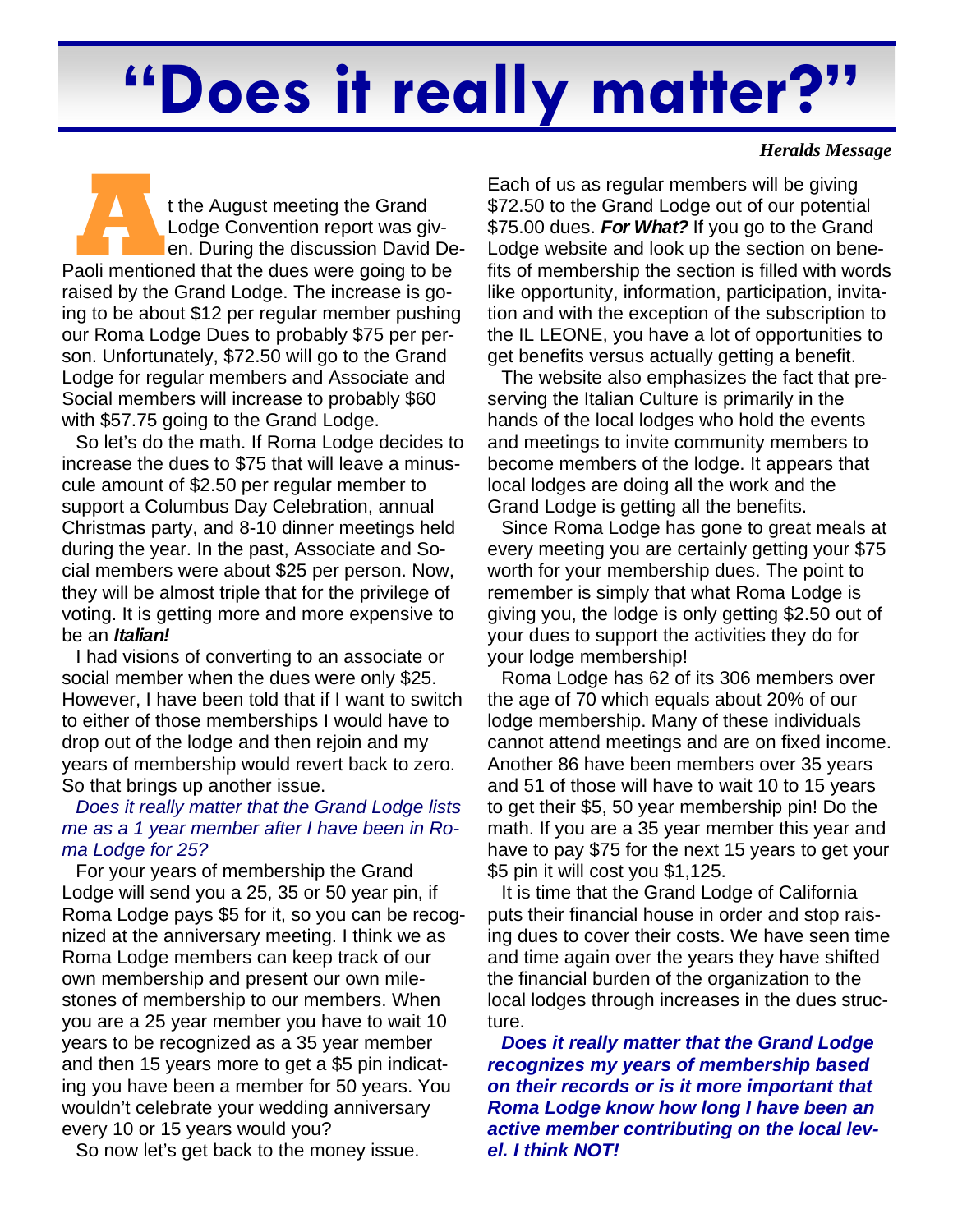# "Does it really matter?"

***Heralds Message***

At the August meeting the Grand Lodge Convention report was given. During the discussion David DePaoli mentioned that the dues were going to be raised by the Grand Lodge. The increase is going to be about $12 per regular member pushing our Roma Lodge Dues to probably $75 per person. Unfortunately, $72.50 will go to the Grand Lodge for regular members and Associate and Social members will increase to probably $60 with $57.75 going to the Grand Lodge.

So let's do the math. If Roma Lodge decides to increase the dues to $75 that will leave a minuscule amount of $2.50 per regular member to support a Columbus Day Celebration, annual Christmas party, and 8-10 dinner meetings held during the year. In the past, Associate and Social members were about $25 per person. Now, they will be almost triple that for the privilege of voting. It is getting more and more expensive to be an ***Italian!***

I had visions of converting to an associate or social member when the dues were only $25. However, I have been told that if I want to switch to either of those memberships I would have to drop out of the lodge and then rejoin and my years of membership would revert back to zero. So that brings up another issue.

*Does it really matter that the Grand Lodge lists me as a 1 year member after I have been in Roma Lodge for 25?*

For your years of membership the Grand Lodge will send you a 25, 35 or 50 year pin, if Roma Lodge pays $5 for it, so you can be recognized at the anniversary meeting. I think we as Roma Lodge members can keep track of our own membership and present our own milestones of membership to our members. When you are a 25 year member you have to wait 10 years to be recognized as a 35 year member and then 15 years more to get a $5 pin indicating you have been a member for 50 years. You wouldn't celebrate your wedding anniversary every 10 or 15 years would you?

So now let's get back to the money issue. Each of us as regular members will be giving $72.50 to the Grand Lodge out of our potential $75.00 dues. ***For What?*** If you go to the Grand Lodge website and look up the section on benefits of membership the section is filled with words like opportunity, information, participation, invitation and with the exception of the subscription to the IL LEONE, you have a lot of opportunities to get benefits versus actually getting a benefit.

The website also emphasizes the fact that preserving the Italian Culture is primarily in the hands of the local lodges who hold the events and meetings to invite community members to become members of the lodge. It appears that local lodges are doing all the work and the Grand Lodge is getting all the benefits.

Since Roma Lodge has gone to great meals at every meeting you are certainly getting your $75 worth for your membership dues. The point to remember is simply that what Roma Lodge is giving you, the lodge is only getting $2.50 out of your dues to support the activities they do for your lodge membership!

Roma Lodge has 62 of its 306 members over the age of 70 which equals about 20% of our lodge membership. Many of these individuals cannot attend meetings and are on fixed income. Another 86 have been members over 35 years and 51 of those will have to wait 10 to 15 years to get their $5, 50 year membership pin! Do the math. If you are a 35 year member this year and have to pay $75 for the next 15 years to get your $5 pin it will cost you $1,125.

It is time that the Grand Lodge of California puts their financial house in order and stop raising dues to cover their costs. We have seen time and time again over the years they have shifted the financial burden of the organization to the local lodges through increases in the dues structure.

***Does it really matter that the Grand Lodge recognizes my years of membership based on their records or is it more important that Roma Lodge know how long I have been an active member contributing on the local level. I think NOT!***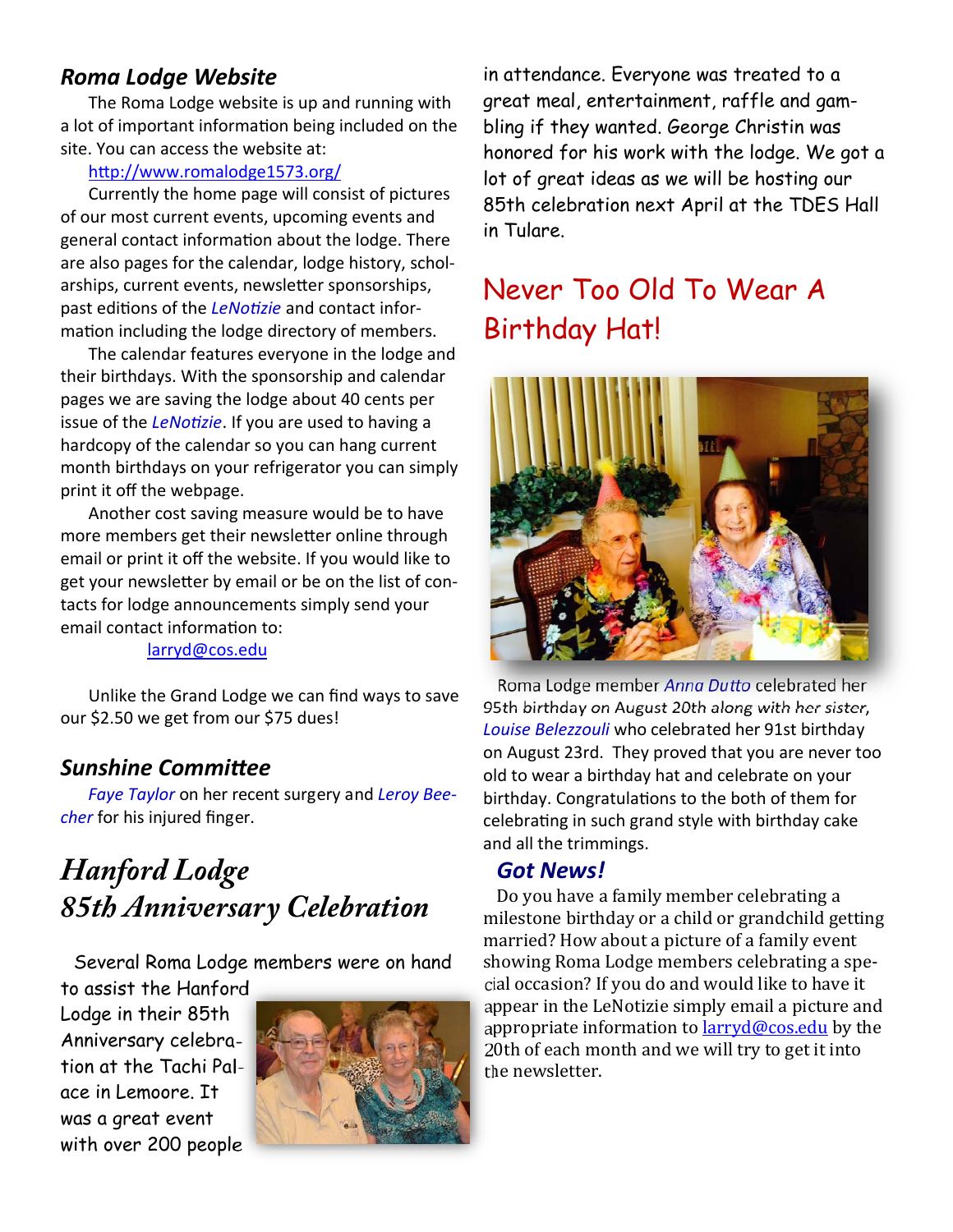## *Roma Lodge Website*

The Roma Lodge website is up and running with a lot of important information being included on the site. You can access the website at:

[http://www.romalodge1573.org/](http://www.romalodge1573.org/)

Currently the home page will consist of pictures of our most current events, upcoming events and general contact information about the lodge. There are also pages for the calendar, lodge history, scholarships, current events, newsletter sponsorships, past editions of the *LeNotizie* and contact information including the lodge directory of members.

The calendar features everyone in the lodge and their birthdays. With the sponsorship and calendar pages we are saving the lodge about 40 cents per issue of the *LeNotizie*. If you are used to having a hardcopy of the calendar so you can hang current month birthdays on your refrigerator you can simply print it off the webpage.

Another cost saving measure would be to have more members get their newsletter online through email or print it off the website. If you would like to get your newsletter by email or be on the list of contacts for lodge announcements simply send your email contact information to:

[larryd@cos.edu](mailto:larryd@cos.edu)

Unlike the Grand Lodge we can find ways to save our $2.50 we get from our $75 dues!

## *Sunshine Committee*

*Faye Taylor* on her recent surgery and *Leroy Beecher* for his injured finger.

## *Hanford Lodge 85th Anniversary Celebration*

Several Roma Lodge members were on hand to assist the Hanford Lodge in their 85th Anniversary celebration at the Tachi Palace in Lemoore. It was a great event with over 200 people in attendance. Everyone was treated to a great meal, entertainment, raffle and gambling if they wanted. George Christin was honored for his work with the lodge. We got a lot of great ideas as we will be hosting our 85th celebration next April at the TDES Hall in Tulare.

## Never Too Old To Wear A Birthday Hat!

Roma Lodge member *Anna Dutto* celebrated her 95th birthday on August 20th along with her sister, *Louise Belezzouli* who celebrated her 91st birthday on August 23rd. They proved that you are never too old to wear a birthday hat and celebrate on your birthday. Congratulations to the both of them for celebrating in such grand style with birthday cake and all the trimmings.

## *Got News!*

Do you have a family member celebrating a milestone birthday or a child or grandchild getting married? How about a picture of a family event showing Roma Lodge members celebrating a special occasion? If you do and would like to have it appear in the LeNotizie simply email a picture and appropriate information to [larryd@cos.edu](mailto:larryd@cos.edu) by the 20th of each month and we will try to get it into the newsletter.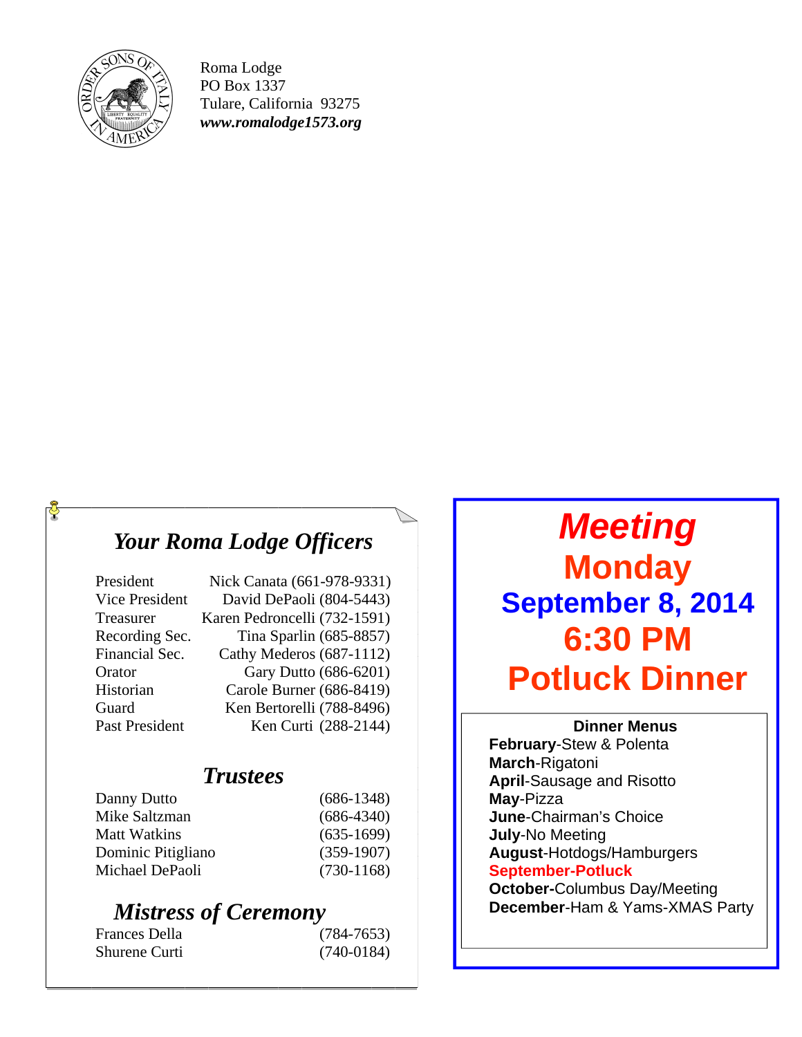Roma Lodge
PO Box 1337
Tulare, California 93275
***www.romalodge1573.org***

## *Your Roma Lodge Officers*

| | |
|---|---|
| President | Nick Canata (661-978-9331) |
| Vice President | David DePaoli (804-5443) |
| Treasurer | Karen Pedroncelli (732-1591) |
| Recording Sec. | Tina Sparlin (685-8857) |
| Financial Sec. | Cathy Mederos (687-1112) |
| Orator | Gary Dutto (686-6201) |
| Historian | Carole Burner (686-8419) |
| Guard | Ken Bertorelli (788-8496) |
| Past President | Ken Curti (288-2144) |

## *Trustees*

| | |
|---|---|
| Danny Dutto | (686-1348) |
| Mike Saltzman | (686-4340) |
| Matt Watkins | (635-1699) |
| Dominic Pitigliano | (359-1907) |
| Michael DePaoli | (730-1168) |

## *Mistress of Ceremony*

| | |
|---|---|
| Frances Della | (784-7653) |
| Shurene Curti | (740-0184) |

# *Meeting*
# Monday
# September 8, 2014
# 6:30 PM
# Potluck Dinner

**Dinner Menus**

**February**-Stew & Polenta
**March**-Rigatoni
**April**-Sausage and Risotto
**May**-Pizza
**June**-Chairman's Choice
**July**-No Meeting
**August**-Hotdogs/Hamburgers
**September-Potluck**
**October-**Columbus Day/Meeting
**December**-Ham & Yams-XMAS Party